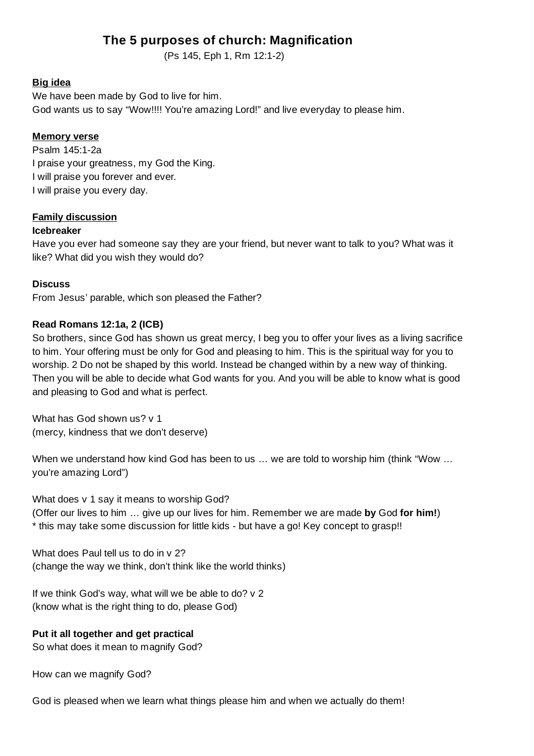# The 5 purposes of church: Magnification

(Ps 145, Eph 1, Rm 12:1-2)

**Big idea**

We have been made by God to live for him.
God wants us to say "Wow!!!! You're amazing Lord!" and live everyday to please him.

**Memory verse**

Psalm 145:1-2a
I praise your greatness, my God the King.
I will praise you forever and ever.
I will praise you every day.

**Family discussion**

**Icebreaker**

Have you ever had someone say they are your friend, but never want to talk to you? What was it like? What did you wish they would do?

**Discuss**

From Jesus' parable, which son pleased the Father?

**Read Romans 12:1a, 2 (ICB)**

So brothers, since God has shown us great mercy, I beg you to offer your lives as a living sacrifice to him. Your offering must be only for God and pleasing to him. This is the spiritual way for you to worship. 2 Do not be shaped by this world. Instead be changed within by a new way of thinking. Then you will be able to decide what God wants for you. And you will be able to know what is good and pleasing to God and what is perfect.

What has God shown us? v 1
(mercy, kindness that we don't deserve)

When we understand how kind God has been to us … we are told to worship him (think "Wow … you're amazing Lord")

What does v 1 say it means to worship God?
(Offer our lives to him … give up our lives for him. Remember we are made **by** God **for him!**)
* this may take some discussion for little kids - but have a go! Key concept to grasp!!

What does Paul tell us to do in v 2?
(change the way we think, don't think like the world thinks)

If we think God's way, what will we be able to do? v 2
(know what is the right thing to do, please God)

**Put it all together and get practical**

So what does it mean to magnify God?

How can we magnify God?

God is pleased when we learn what things please him and when we actually do them!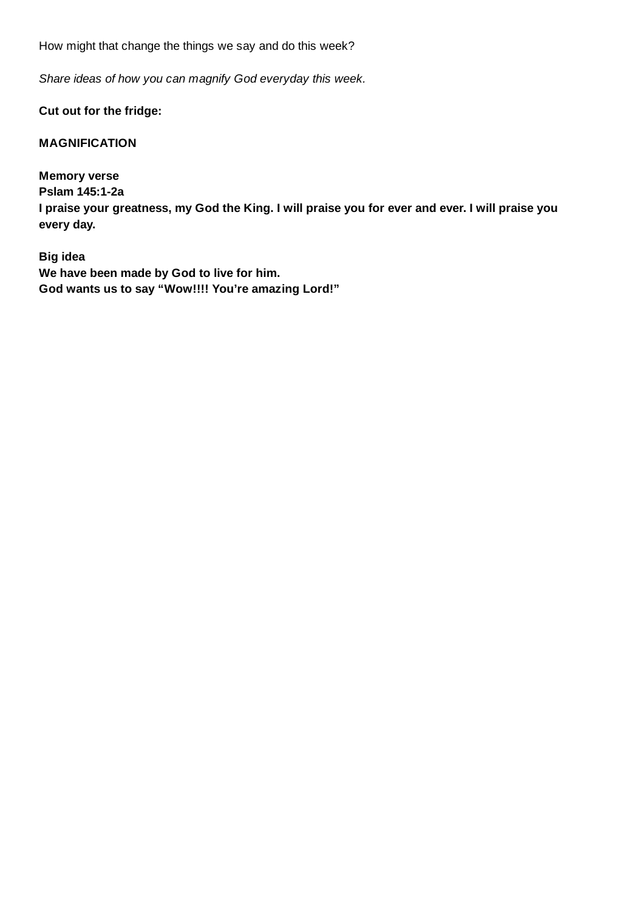How might that change the things we say and do this week?

*Share ideas of how you can magnify God everyday this week.*

**Cut out for the fridge:**

**MAGNIFICATION**

**Memory verse**
**Pslam 145:1-2a**
**I praise your greatness, my God the King. I will praise you for ever and ever. I will praise you every day.**

**Big idea**
**We have been made by God to live for him.**
**God wants us to say "Wow!!!! You're amazing Lord!"**